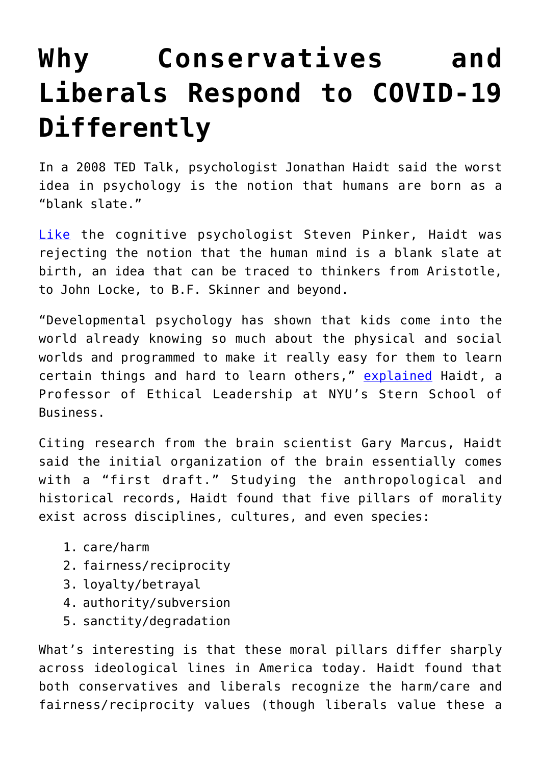# Why Conservatives and Liberals Respond to COVID-19 Differently

In a 2008 TED Talk, psychologist Jonathan Haidt said the worst idea in psychology is the notion that humans are born as a "blank slate."

Like the cognitive psychologist Steven Pinker, Haidt was rejecting the notion that the human mind is a blank slate at birth, an idea that can be traced to thinkers from Aristotle, to John Locke, to B.F. Skinner and beyond.

"Developmental psychology has shown that kids come into the world already knowing so much about the physical and social worlds and programmed to make it really easy for them to learn certain things and hard to learn others," explained Haidt, a Professor of Ethical Leadership at NYU's Stern School of Business.

Citing research from the brain scientist Gary Marcus, Haidt said the initial organization of the brain essentially comes with a "first draft." Studying the anthropological and historical records, Haidt found that five pillars of morality exist across disciplines, cultures, and even species:

1. care/harm
2. fairness/reciprocity
3. loyalty/betrayal
4. authority/subversion
5. sanctity/degradation

What's interesting is that these moral pillars differ sharply across ideological lines in America today. Haidt found that both conservatives and liberals recognize the harm/care and fairness/reciprocity values (though liberals value these a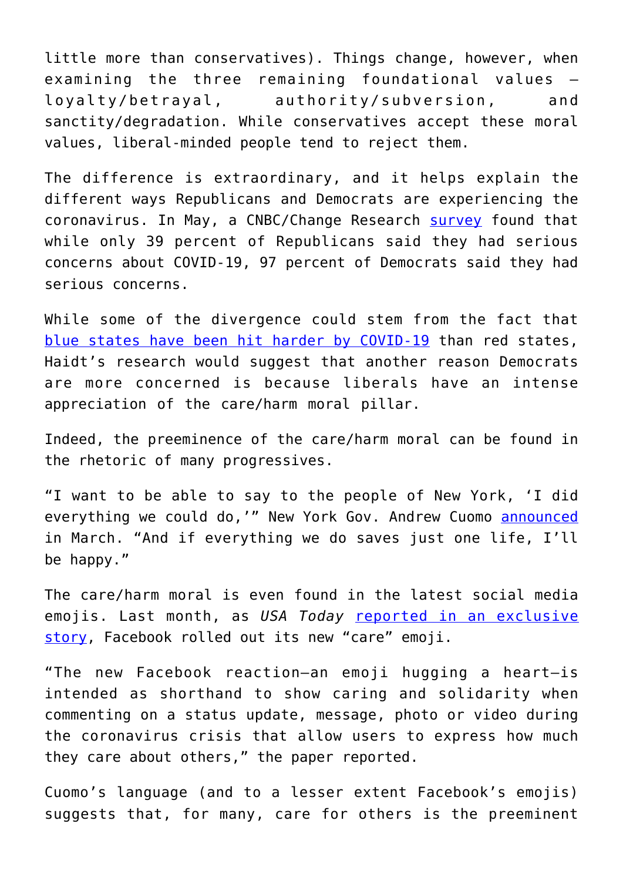little more than conservatives). Things change, however, when examining the three remaining foundational values – loyalty/betrayal, authority/subversion, and sanctity/degradation. While conservatives accept these moral values, liberal-minded people tend to reject them.

The difference is extraordinary, and it helps explain the different ways Republicans and Democrats are experiencing the coronavirus. In May, a CNBC/Change Research survey found that while only 39 percent of Republicans said they had serious concerns about COVID-19, 97 percent of Democrats said they had serious concerns.

While some of the divergence could stem from the fact that blue states have been hit harder by COVID-19 than red states, Haidt's research would suggest that another reason Democrats are more concerned is because liberals have an intense appreciation of the care/harm moral pillar.

Indeed, the preeminence of the care/harm moral can be found in the rhetoric of many progressives.

"I want to be able to say to the people of New York, 'I did everything we could do,'" New York Gov. Andrew Cuomo announced in March. "And if everything we do saves just one life, I'll be happy."

The care/harm moral is even found in the latest social media emojis. Last month, as *USA Today* reported in an exclusive story, Facebook rolled out its new "care" emoji.

"The new Facebook reaction—an emoji hugging a heart—is intended as shorthand to show caring and solidarity when commenting on a status update, message, photo or video during the coronavirus crisis that allow users to express how much they care about others," the paper reported.

Cuomo's language (and to a lesser extent Facebook's emojis) suggests that, for many, care for others is the preeminent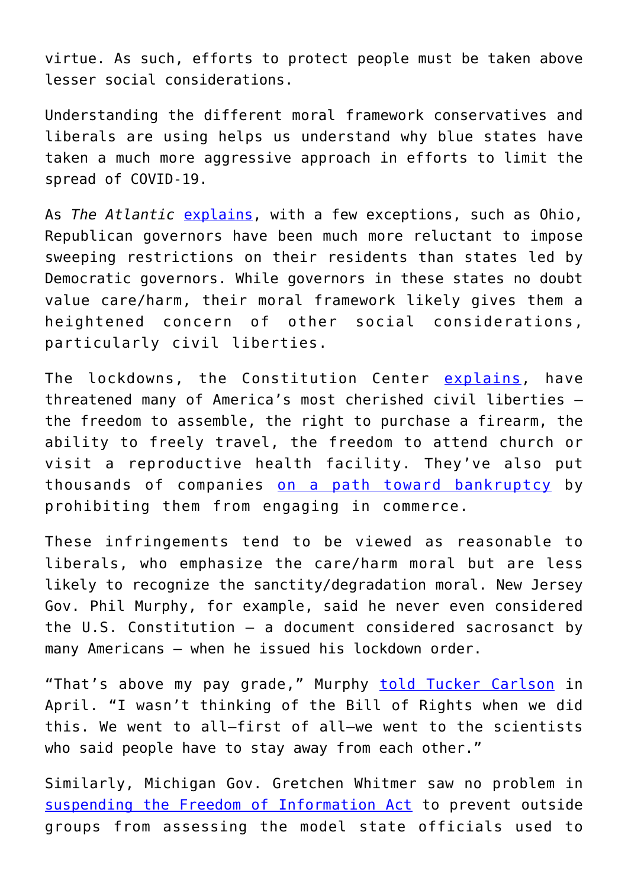virtue. As such, efforts to protect people must be taken above lesser social considerations.

Understanding the different moral framework conservatives and liberals are using helps us understand why blue states have taken a much more aggressive approach in efforts to limit the spread of COVID-19.

As *The Atlantic* explains, with a few exceptions, such as Ohio, Republican governors have been much more reluctant to impose sweeping restrictions on their residents than states led by Democratic governors. While governors in these states no doubt value care/harm, their moral framework likely gives them a heightened concern of other social considerations, particularly civil liberties.

The lockdowns, the Constitution Center explains, have threatened many of America's most cherished civil liberties — the freedom to assemble, the right to purchase a firearm, the ability to freely travel, the freedom to attend church or visit a reproductive health facility. They've also put thousands of companies on a path toward bankruptcy by prohibiting them from engaging in commerce.

These infringements tend to be viewed as reasonable to liberals, who emphasize the care/harm moral but are less likely to recognize the sanctity/degradation moral. New Jersey Gov. Phil Murphy, for example, said he never even considered the U.S. Constitution — a document considered sacrosanct by many Americans — when he issued his lockdown order.

"That's above my pay grade," Murphy told Tucker Carlson in April. "I wasn't thinking of the Bill of Rights when we did this. We went to all—first of all—we went to the scientists who said people have to stay away from each other."

Similarly, Michigan Gov. Gretchen Whitmer saw no problem in suspending the Freedom of Information Act to prevent outside groups from assessing the model state officials used to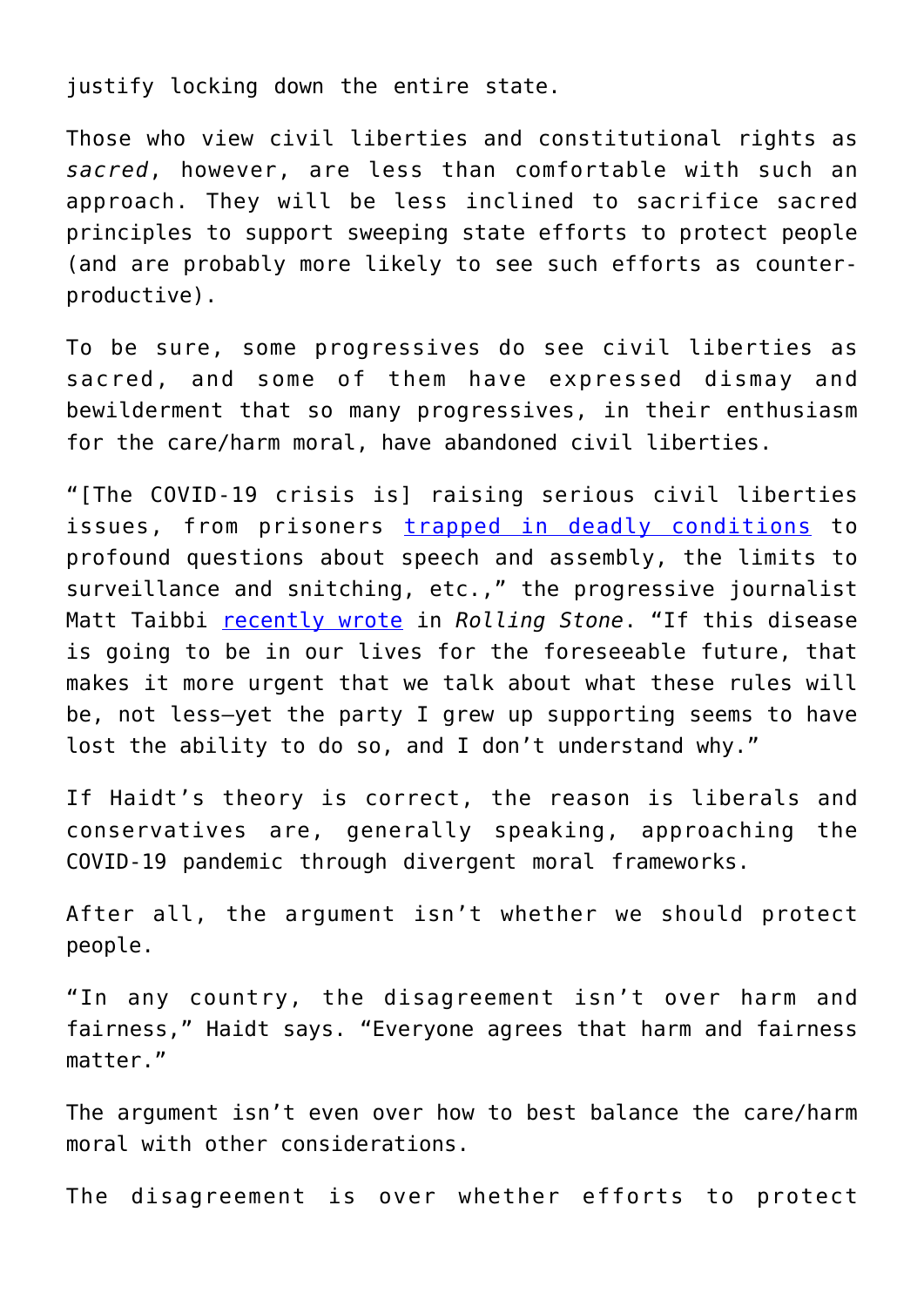justify locking down the entire state.

Those who view civil liberties and constitutional rights as *sacred*, however, are less than comfortable with such an approach. They will be less inclined to sacrifice sacred principles to support sweeping state efforts to protect people (and are probably more likely to see such efforts as counter-productive).

To be sure, some progressives do see civil liberties as sacred, and some of them have expressed dismay and bewilderment that so many progressives, in their enthusiasm for the care/harm moral, have abandoned civil liberties.

"[The COVID-19 crisis is] raising serious civil liberties issues, from prisoners trapped in deadly conditions to profound questions about speech and assembly, the limits to surveillance and snitching, etc.," the progressive journalist Matt Taibbi recently wrote in *Rolling Stone*. "If this disease is going to be in our lives for the foreseeable future, that makes it more urgent that we talk about what these rules will be, not less—yet the party I grew up supporting seems to have lost the ability to do so, and I don't understand why."

If Haidt's theory is correct, the reason is liberals and conservatives are, generally speaking, approaching the COVID-19 pandemic through divergent moral frameworks.

After all, the argument isn't whether we should protect people.

"In any country, the disagreement isn't over harm and fairness," Haidt says. "Everyone agrees that harm and fairness matter."

The argument isn't even over how to best balance the care/harm moral with other considerations.

The disagreement is over whether efforts to protect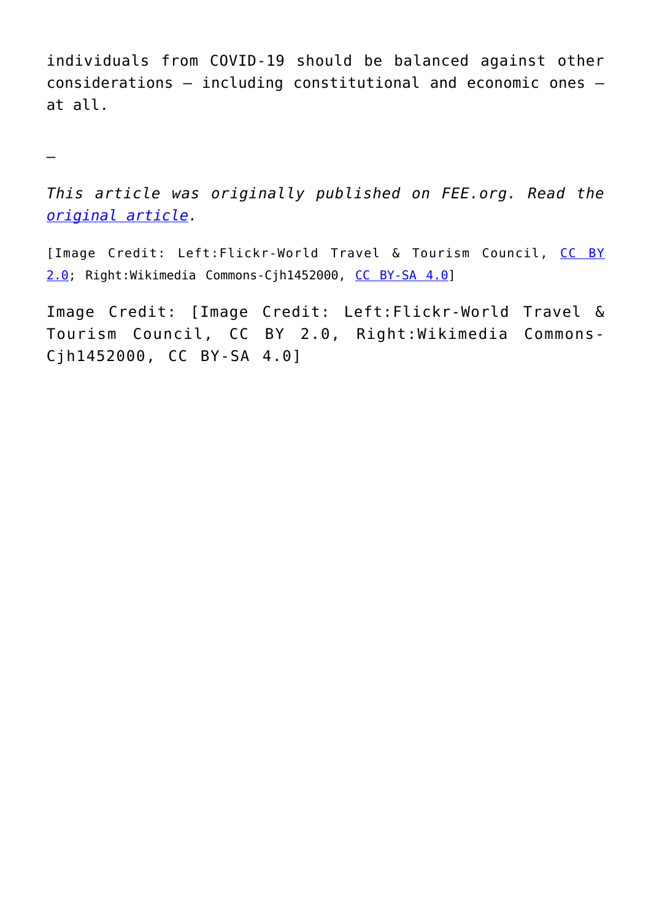individuals from COVID-19 should be balanced against other considerations – including constitutional and economic ones – at all.

—

*This article was originally published on FEE.org. Read the original article.*

[Image Credit: Left:Flickr-World Travel & Tourism Council, CC BY 2.0; Right:Wikimedia Commons-Cjh1452000, CC BY-SA 4.0]

Image Credit: [Image Credit: Left:Flickr-World Travel & Tourism Council, CC BY 2.0, Right:Wikimedia Commons-Cjh1452000, CC BY-SA 4.0]